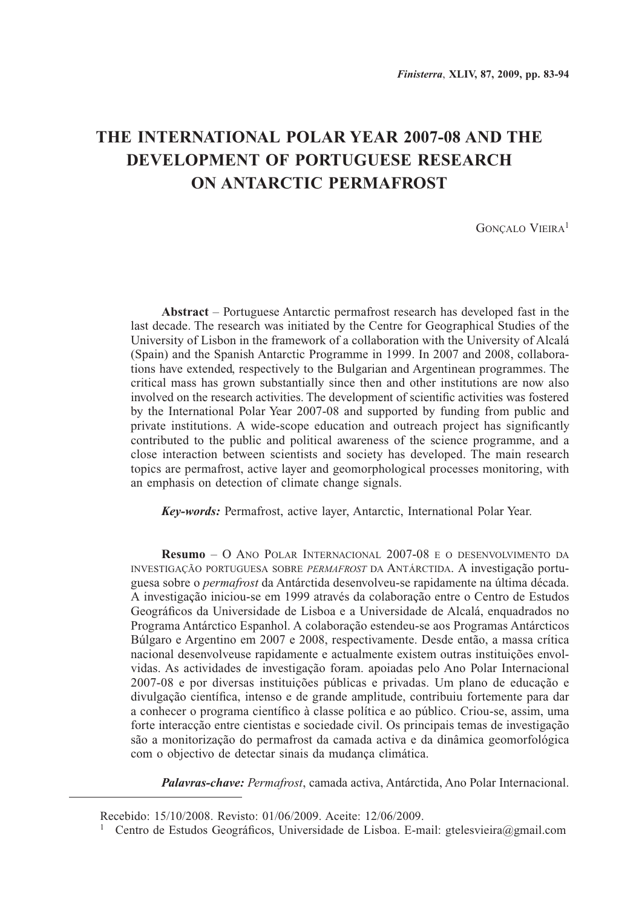# THE INTERNATIONAL POLAR YEAR 2007-08 AND THE DEVELOPMENT OF PORTUGUESE RESEARCH ON ANTARCTIC PERMAFROST

GONÇALO VIEIRA[1]

**Abstract** – Portuguese Antarctic permafrost research has developed fast in the last decade. The research was initiated by the Centre for Geographical Studies of the University of Lisbon in the framework of a collaboration with the University of Alcalá (Spain) and the Spanish Antarctic Programme in 1999. In 2007 and 2008, collaborations have extended, respectively to the Bulgarian and Argentinean programmes. The critical mass has grown substantially since then and other institutions are now also involved on the research activities. The development of scientific activities was fostered by the International Polar Year 2007-08 and supported by funding from public and private institutions. A wide-scope education and outreach project has significantly contributed to the public and political awareness of the science programme, and a close interaction between scientists and society has developed. The main research topics are permafrost, active layer and geomorphological processes monitoring, with an emphasis on detection of climate change signals.

***Key-words:*** Permafrost, active layer, Antarctic, International Polar Year.

**Resumo** – O ANO POLAR INTERNACIONAL 2007-08 E O DESENVOLVIMENTO DA INVESTIGAÇÃO PORTUGUESA SOBRE *PERMAFROST* DA ANTÁRCTIDA. A investigação portuguesa sobre o *permafrost* da Antárctida desenvolveu-se rapidamente na última década. A investigação iniciou-se em 1999 através da colaboração entre o Centro de Estudos Geográficos da Universidade de Lisboa e a Universidade de Alcalá, enquadrados no Programa Antárctico Espanhol. A colaboração estendeu-se aos Programas Antárcticos Búlgaro e Argentino em 2007 e 2008, respectivamente. Desde então, a massa crítica nacional desenvolveuse rapidamente e actualmente existem outras instituições envolvidas. As actividades de investigação foram. apoiadas pelo Ano Polar Internacional 2007-08 e por diversas instituições públicas e privadas. Um plano de educação e divulgação científica, intenso e de grande amplitude, contribuiu fortemente para dar a conhecer o programa científico à classe política e ao público. Criou-se, assim, uma forte interacção entre cientistas e sociedade civil. Os principais temas de investigação são a monitorização do permafrost da camada activa e da dinâmica geomorfológica com o objectivo de detectar sinais da mudança climática.

***Palavras-chave:*** *Permafrost*, camada activa, Antárctida, Ano Polar Internacional.

---

Recebido: 15/10/2008. Revisto: 01/06/2009. Aceite: 12/06/2009.

[1] Centro de Estudos Geográficos, Universidade de Lisboa. E-mail: gtelesvieira@gmail.com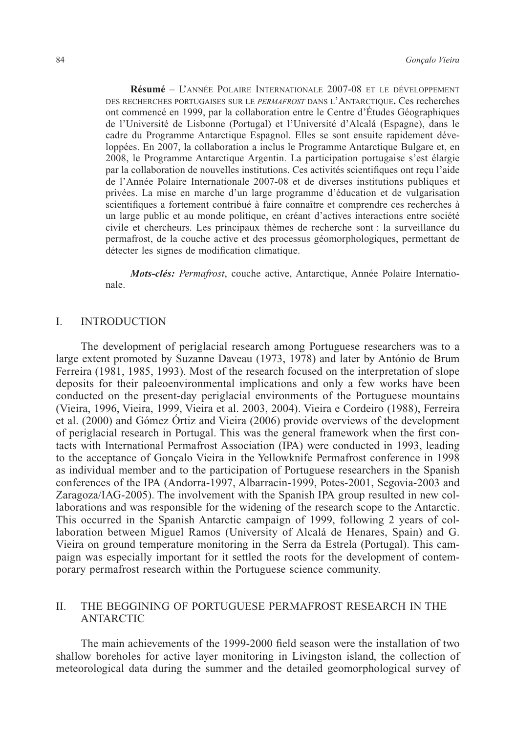**Résumé** – L'ANNÉE POLAIRE INTERNATIONALE 2007-08 ET LE DÉVELOPPEMENT DES RECHERCHES PORTUGAISES SUR LE *PERMAFROST* DANS L'ANTARCTIQUE**.** Ces recherches ont commencé en 1999, par la collaboration entre le Centre d'Études Géographiques de l'Université de Lisbonne (Portugal) et l'Université d'Alcalá (Espagne), dans le cadre du Programme Antarctique Espagnol. Elles se sont ensuite rapidement développées. En 2007, la collaboration a inclus le Programme Antarctique Bulgare et, en 2008, le Programme Antarctique Argentin. La participation portugaise s'est élargie par la collaboration de nouvelles institutions. Ces activités scientifiques ont reçu l'aide de l'Année Polaire Internationale 2007-08 et de diverses institutions publiques et privées. La mise en marche d'un large programme d'éducation et de vulgarisation scientifiques a fortement contribué à faire connaître et comprendre ces recherches à un large public et au monde politique, en créant d'actives interactions entre société civile et chercheurs. Les principaux thèmes de recherche sont : la surveillance du permafrost, de la couche active et des processus géomorphologiques, permettant de détecter les signes de modification climatique.

***Mots-clés:*** *Permafrost*, couche active, Antarctique, Année Polaire Internationale.

## I. INTRODUCTION

The development of periglacial research among Portuguese researchers was to a large extent promoted by Suzanne Daveau (1973, 1978) and later by António de Brum Ferreira (1981, 1985, 1993). Most of the research focused on the interpretation of slope deposits for their paleoenvironmental implications and only a few works have been conducted on the present-day periglacial environments of the Portuguese mountains (Vieira, 1996, Vieira, 1999, Vieira et al. 2003, 2004). Vieira e Cordeiro (1988), Ferreira et al. (2000) and Gómez Órtiz and Vieira (2006) provide overviews of the development of periglacial research in Portugal. This was the general framework when the first contacts with International Permafrost Association (IPA) were conducted in 1993, leading to the acceptance of Gonçalo Vieira in the Yellowknife Permafrost conference in 1998 as individual member and to the participation of Portuguese researchers in the Spanish conferences of the IPA (Andorra-1997, Albarracin-1999, Potes-2001, Segovia-2003 and Zaragoza/IAG-2005). The involvement with the Spanish IPA group resulted in new collaborations and was responsible for the widening of the research scope to the Antarctic. This occurred in the Spanish Antarctic campaign of 1999, following 2 years of collaboration between Miguel Ramos (University of Alcalá de Henares, Spain) and G. Vieira on ground temperature monitoring in the Serra da Estrela (Portugal). This campaign was especially important for it settled the roots for the development of contemporary permafrost research within the Portuguese science community.

## II. THE BEGGINING OF PORTUGUESE PERMAFROST RESEARCH IN THE ANTARCTIC

The main achievements of the 1999-2000 field season were the installation of two shallow boreholes for active layer monitoring in Livingston island, the collection of meteorological data during the summer and the detailed geomorphological survey of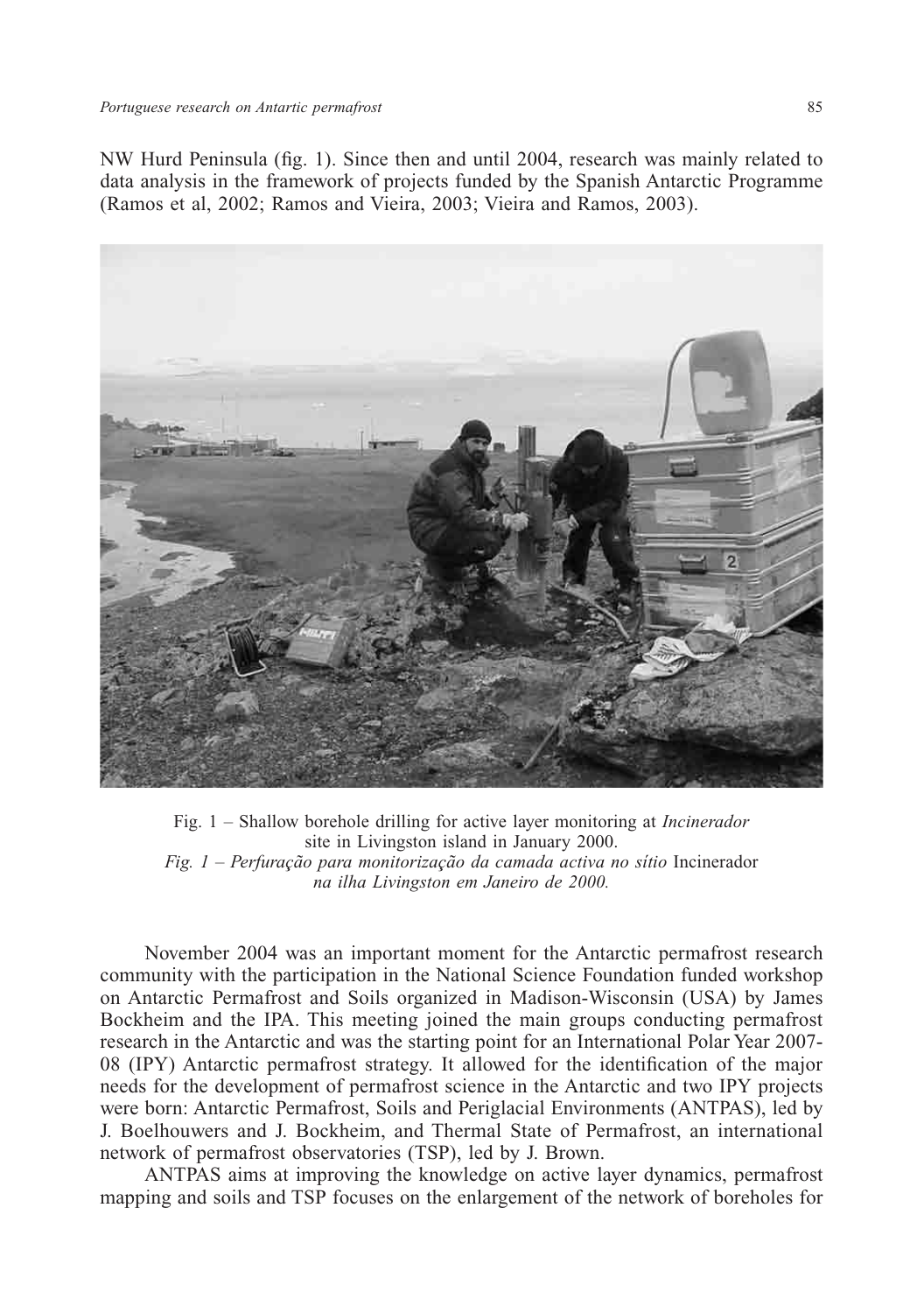NW Hurd Peninsula (fig. 1). Since then and until 2004, research was mainly related to data analysis in the framework of projects funded by the Spanish Antarctic Programme (Ramos et al, 2002; Ramos and Vieira, 2003; Vieira and Ramos, 2003).

Fig. 1 – Shallow borehole drilling for active layer monitoring at *Incinerador* site in Livingston island in January 2000.
*Fig. 1 – Perfuração para monitorização da camada activa no sítio* Incinerador *na ilha Livingston em Janeiro de 2000.*

November 2004 was an important moment for the Antarctic permafrost research community with the participation in the National Science Foundation funded workshop on Antarctic Permafrost and Soils organized in Madison-Wisconsin (USA) by James Bockheim and the IPA. This meeting joined the main groups conducting permafrost research in the Antarctic and was the starting point for an International Polar Year 2007-08 (IPY) Antarctic permafrost strategy. It allowed for the identification of the major needs for the development of permafrost science in the Antarctic and two IPY projects were born: Antarctic Permafrost, Soils and Periglacial Environments (ANTPAS), led by J. Boelhouwers and J. Bockheim, and Thermal State of Permafrost, an international network of permafrost observatories (TSP), led by J. Brown.

ANTPAS aims at improving the knowledge on active layer dynamics, permafrost mapping and soils and TSP focuses on the enlargement of the network of boreholes for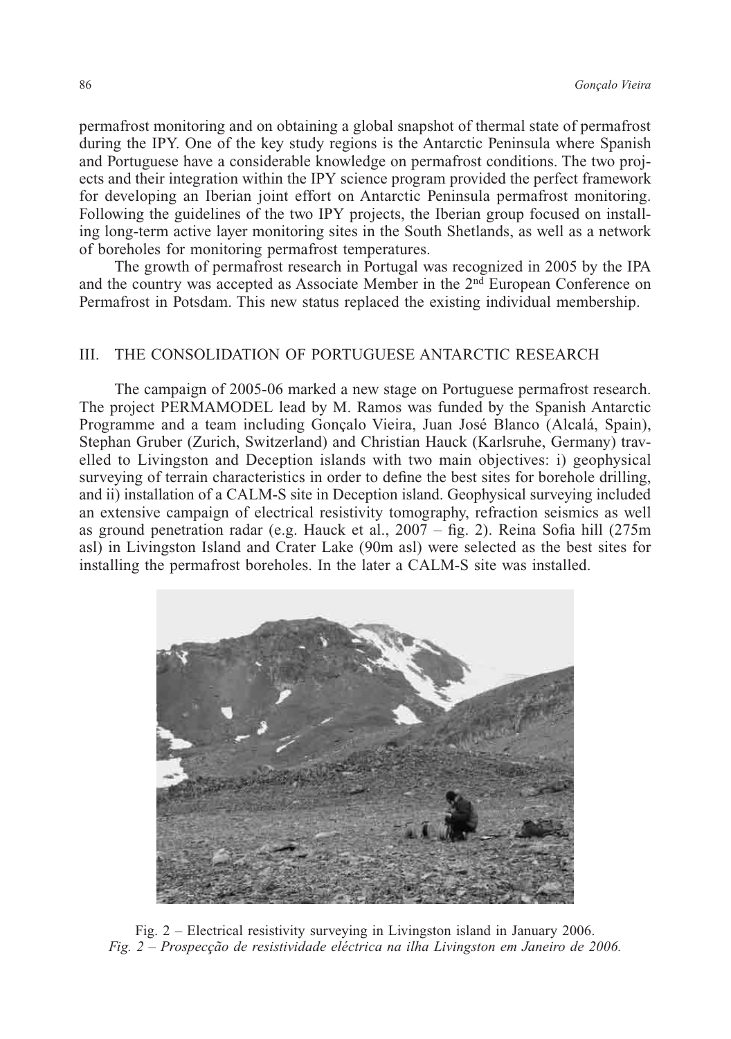permafrost monitoring and on obtaining a global snapshot of thermal state of permafrost during the IPY. One of the key study regions is the Antarctic Peninsula where Spanish and Portuguese have a considerable knowledge on permafrost conditions. The two projects and their integration within the IPY science program provided the perfect framework for developing an Iberian joint effort on Antarctic Peninsula permafrost monitoring. Following the guidelines of the two IPY projects, the Iberian group focused on installing long-term active layer monitoring sites in the South Shetlands, as well as a network of boreholes for monitoring permafrost temperatures.

The growth of permafrost research in Portugal was recognized in 2005 by the IPA and the country was accepted as Associate Member in the 2nd European Conference on Permafrost in Potsdam. This new status replaced the existing individual membership.

## III. THE CONSOLIDATION OF PORTUGUESE ANTARCTIC RESEARCH

The campaign of 2005-06 marked a new stage on Portuguese permafrost research. The project PERMAMODEL lead by M. Ramos was funded by the Spanish Antarctic Programme and a team including Gonçalo Vieira, Juan José Blanco (Alcalá, Spain), Stephan Gruber (Zurich, Switzerland) and Christian Hauck (Karlsruhe, Germany) travelled to Livingston and Deception islands with two main objectives: i) geophysical surveying of terrain characteristics in order to define the best sites for borehole drilling, and ii) installation of a CALM-S site in Deception island. Geophysical surveying included an extensive campaign of electrical resistivity tomography, refraction seismics as well as ground penetration radar (e.g. Hauck et al., 2007 – fig. 2). Reina Sofia hill (275m asl) in Livingston Island and Crater Lake (90m asl) were selected as the best sites for installing the permafrost boreholes. In the later a CALM-S site was installed.

Fig. 2 – Electrical resistivity surveying in Livingston island in January 2006.
*Fig. 2 – Prospecção de resistividade eléctrica na ilha Livingston em Janeiro de 2006.*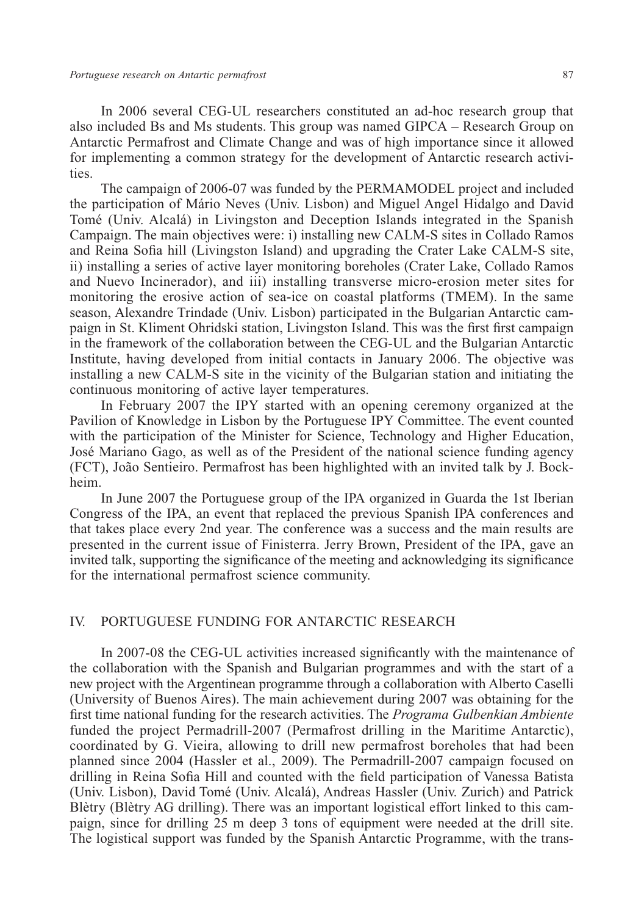In 2006 several CEG-UL researchers constituted an ad-hoc research group that also included Bs and Ms students. This group was named GIPCA – Research Group on Antarctic Permafrost and Climate Change and was of high importance since it allowed for implementing a common strategy for the development of Antarctic research activities.

The campaign of 2006-07 was funded by the PERMAMODEL project and included the participation of Mário Neves (Univ. Lisbon) and Miguel Angel Hidalgo and David Tomé (Univ. Alcalá) in Livingston and Deception Islands integrated in the Spanish Campaign. The main objectives were: i) installing new CALM-S sites in Collado Ramos and Reina Sofia hill (Livingston Island) and upgrading the Crater Lake CALM-S site, ii) installing a series of active layer monitoring boreholes (Crater Lake, Collado Ramos and Nuevo Incinerador), and iii) installing transverse micro-erosion meter sites for monitoring the erosive action of sea-ice on coastal platforms (TMEM). In the same season, Alexandre Trindade (Univ. Lisbon) participated in the Bulgarian Antarctic campaign in St. Kliment Ohridski station, Livingston Island. This was the first first campaign in the framework of the collaboration between the CEG-UL and the Bulgarian Antarctic Institute, having developed from initial contacts in January 2006. The objective was installing a new CALM-S site in the vicinity of the Bulgarian station and initiating the continuous monitoring of active layer temperatures.

In February 2007 the IPY started with an opening ceremony organized at the Pavilion of Knowledge in Lisbon by the Portuguese IPY Committee. The event counted with the participation of the Minister for Science, Technology and Higher Education, José Mariano Gago, as well as of the President of the national science funding agency (FCT), João Sentieiro. Permafrost has been highlighted with an invited talk by J. Bockheim.

In June 2007 the Portuguese group of the IPA organized in Guarda the 1st Iberian Congress of the IPA, an event that replaced the previous Spanish IPA conferences and that takes place every 2nd year. The conference was a success and the main results are presented in the current issue of Finisterra. Jerry Brown, President of the IPA, gave an invited talk, supporting the significance of the meeting and acknowledging its significance for the international permafrost science community.

## IV. PORTUGUESE FUNDING FOR ANTARCTIC RESEARCH

In 2007-08 the CEG-UL activities increased significantly with the maintenance of the collaboration with the Spanish and Bulgarian programmes and with the start of a new project with the Argentinean programme through a collaboration with Alberto Caselli (University of Buenos Aires). The main achievement during 2007 was obtaining for the first time national funding for the research activities. The *Programa Gulbenkian Ambiente* funded the project Permadrill-2007 (Permafrost drilling in the Maritime Antarctic), coordinated by G. Vieira, allowing to drill new permafrost boreholes that had been planned since 2004 (Hassler et al., 2009). The Permadrill-2007 campaign focused on drilling in Reina Sofia Hill and counted with the field participation of Vanessa Batista (Univ. Lisbon), David Tomé (Univ. Alcalá), Andreas Hassler (Univ. Zurich) and Patrick Blètry (Blètry AG drilling). There was an important logistical effort linked to this campaign, since for drilling 25 m deep 3 tons of equipment were needed at the drill site. The logistical support was funded by the Spanish Antarctic Programme, with the trans-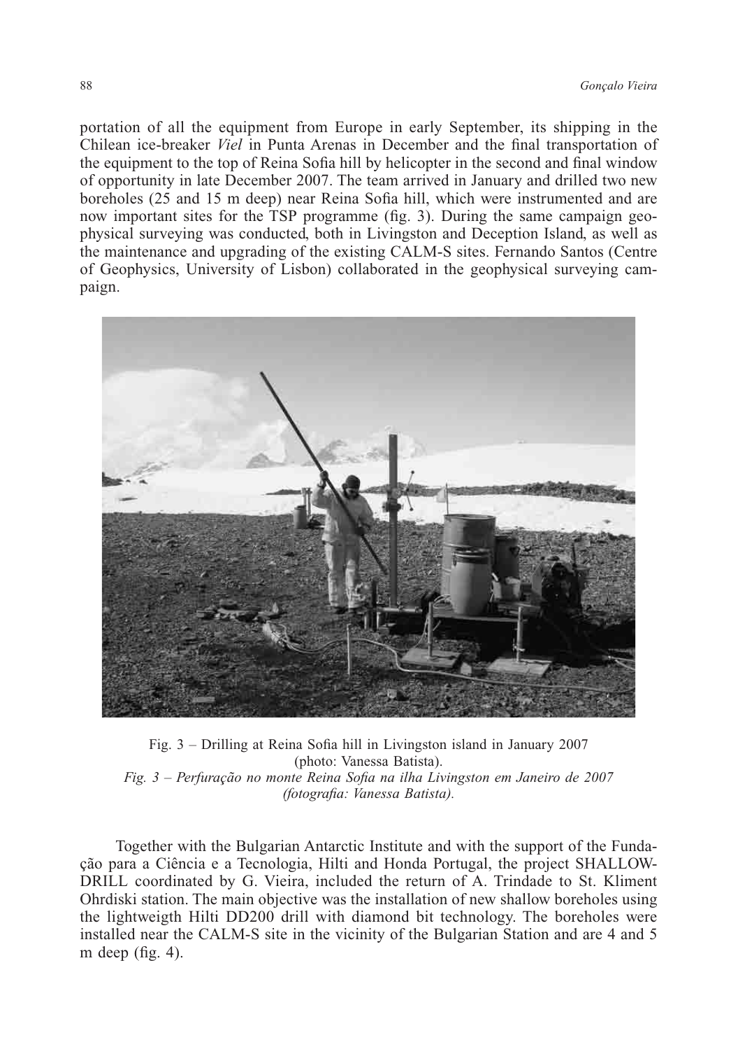portation of all the equipment from Europe in early September, its shipping in the Chilean ice-breaker *Viel* in Punta Arenas in December and the final transportation of the equipment to the top of Reina Sofia hill by helicopter in the second and final window of opportunity in late December 2007. The team arrived in January and drilled two new boreholes (25 and 15 m deep) near Reina Sofia hill, which were instrumented and are now important sites for the TSP programme (fig. 3). During the same campaign geophysical surveying was conducted, both in Livingston and Deception Island, as well as the maintenance and upgrading of the existing CALM-S sites. Fernando Santos (Centre of Geophysics, University of Lisbon) collaborated in the geophysical surveying campaign.

Fig. 3 – Drilling at Reina Sofia hill in Livingston island in January 2007 (photo: Vanessa Batista).
*Fig. 3 – Perfuração no monte Reina Sofia na ilha Livingston em Janeiro de 2007 (fotografia: Vanessa Batista).*

Together with the Bulgarian Antarctic Institute and with the support of the Fundação para a Ciência e a Tecnologia, Hilti and Honda Portugal, the project SHALLOW-DRILL coordinated by G. Vieira, included the return of A. Trindade to St. Kliment Ohrdiski station. The main objective was the installation of new shallow boreholes using the lightweigth Hilti DD200 drill with diamond bit technology. The boreholes were installed near the CALM-S site in the vicinity of the Bulgarian Station and are 4 and 5 m deep (fig. 4).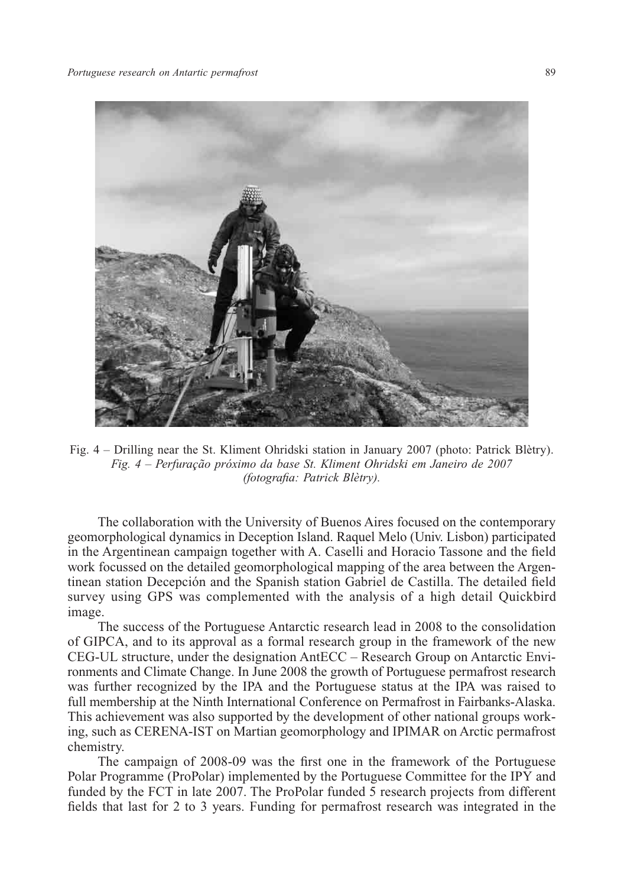Fig. 4 – Drilling near the St. Kliment Ohridski station in January 2007 (photo: Patrick Blètry).
*Fig. 4 – Perfuração próximo da base St. Kliment Ohridski em Janeiro de 2007 (fotografia: Patrick Blètry).*

The collaboration with the University of Buenos Aires focused on the contemporary geomorphological dynamics in Deception Island. Raquel Melo (Univ. Lisbon) participated in the Argentinean campaign together with A. Caselli and Horacio Tassone and the field work focussed on the detailed geomorphological mapping of the area between the Argentinean station Decepción and the Spanish station Gabriel de Castilla. The detailed field survey using GPS was complemented with the analysis of a high detail Quickbird image.

The success of the Portuguese Antarctic research lead in 2008 to the consolidation of GIPCA, and to its approval as a formal research group in the framework of the new CEG-UL structure, under the designation AntECC – Research Group on Antarctic Environments and Climate Change. In June 2008 the growth of Portuguese permafrost research was further recognized by the IPA and the Portuguese status at the IPA was raised to full membership at the Ninth International Conference on Permafrost in Fairbanks-Alaska. This achievement was also supported by the development of other national groups working, such as CERENA-IST on Martian geomorphology and IPIMAR on Arctic permafrost chemistry.

The campaign of 2008-09 was the first one in the framework of the Portuguese Polar Programme (ProPolar) implemented by the Portuguese Committee for the IPY and funded by the FCT in late 2007. The ProPolar funded 5 research projects from different fields that last for 2 to 3 years. Funding for permafrost research was integrated in the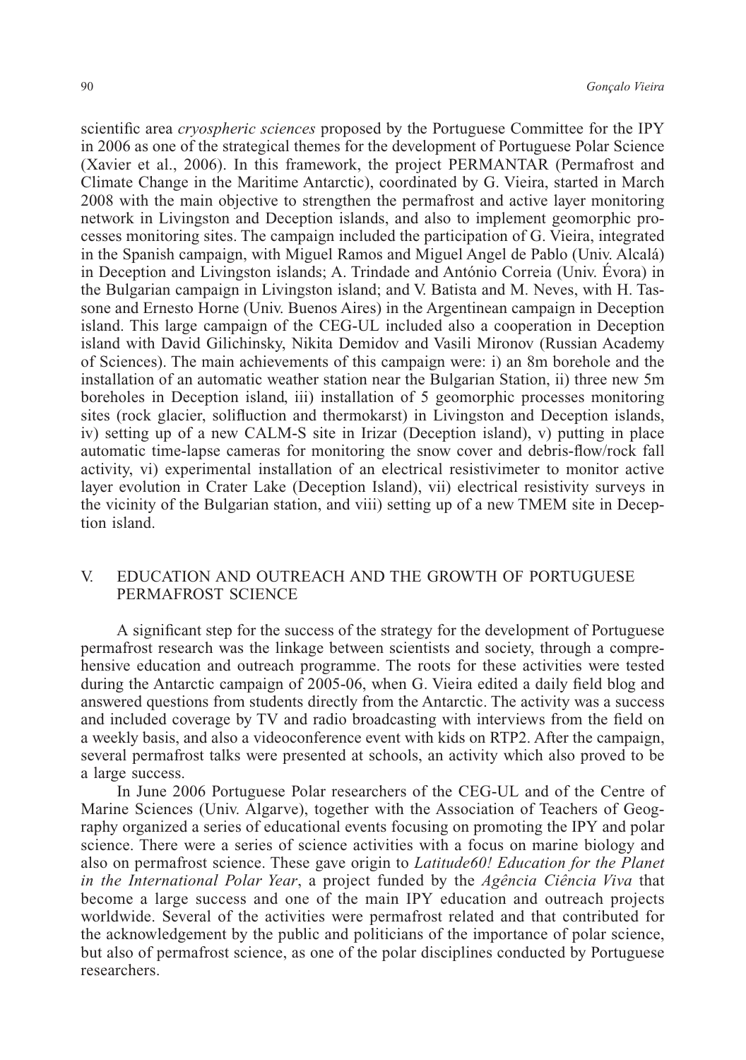scientific area *cryospheric sciences* proposed by the Portuguese Committee for the IPY in 2006 as one of the strategical themes for the development of Portuguese Polar Science (Xavier et al., 2006). In this framework, the project PERMANTAR (Permafrost and Climate Change in the Maritime Antarctic), coordinated by G. Vieira, started in March 2008 with the main objective to strengthen the permafrost and active layer monitoring network in Livingston and Deception islands, and also to implement geomorphic processes monitoring sites. The campaign included the participation of G. Vieira, integrated in the Spanish campaign, with Miguel Ramos and Miguel Angel de Pablo (Univ. Alcalá) in Deception and Livingston islands; A. Trindade and António Correia (Univ. Évora) in the Bulgarian campaign in Livingston island; and V. Batista and M. Neves, with H. Tassone and Ernesto Horne (Univ. Buenos Aires) in the Argentinean campaign in Deception island. This large campaign of the CEG-UL included also a cooperation in Deception island with David Gilichinsky, Nikita Demidov and Vasili Mironov (Russian Academy of Sciences). The main achievements of this campaign were: i) an 8m borehole and the installation of an automatic weather station near the Bulgarian Station, ii) three new 5m boreholes in Deception island, iii) installation of 5 geomorphic processes monitoring sites (rock glacier, solifluction and thermokarst) in Livingston and Deception islands, iv) setting up of a new CALM-S site in Irizar (Deception island), v) putting in place automatic time-lapse cameras for monitoring the snow cover and debris-flow/rock fall activity, vi) experimental installation of an electrical resistivimeter to monitor active layer evolution in Crater Lake (Deception Island), vii) electrical resistivity surveys in the vicinity of the Bulgarian station, and viii) setting up of a new TMEM site in Deception island.

## V. EDUCATION AND OUTREACH AND THE GROWTH OF PORTUGUESE PERMAFROST SCIENCE

A significant step for the success of the strategy for the development of Portuguese permafrost research was the linkage between scientists and society, through a comprehensive education and outreach programme. The roots for these activities were tested during the Antarctic campaign of 2005-06, when G. Vieira edited a daily field blog and answered questions from students directly from the Antarctic. The activity was a success and included coverage by TV and radio broadcasting with interviews from the field on a weekly basis, and also a videoconference event with kids on RTP2. After the campaign, several permafrost talks were presented at schools, an activity which also proved to be a large success.

In June 2006 Portuguese Polar researchers of the CEG-UL and of the Centre of Marine Sciences (Univ. Algarve), together with the Association of Teachers of Geography organized a series of educational events focusing on promoting the IPY and polar science. There were a series of science activities with a focus on marine biology and also on permafrost science. These gave origin to *Latitude60! Education for the Planet in the International Polar Year*, a project funded by the *Agência Ciência Viva* that become a large success and one of the main IPY education and outreach projects worldwide. Several of the activities were permafrost related and that contributed for the acknowledgement by the public and politicians of the importance of polar science, but also of permafrost science, as one of the polar disciplines conducted by Portuguese researchers.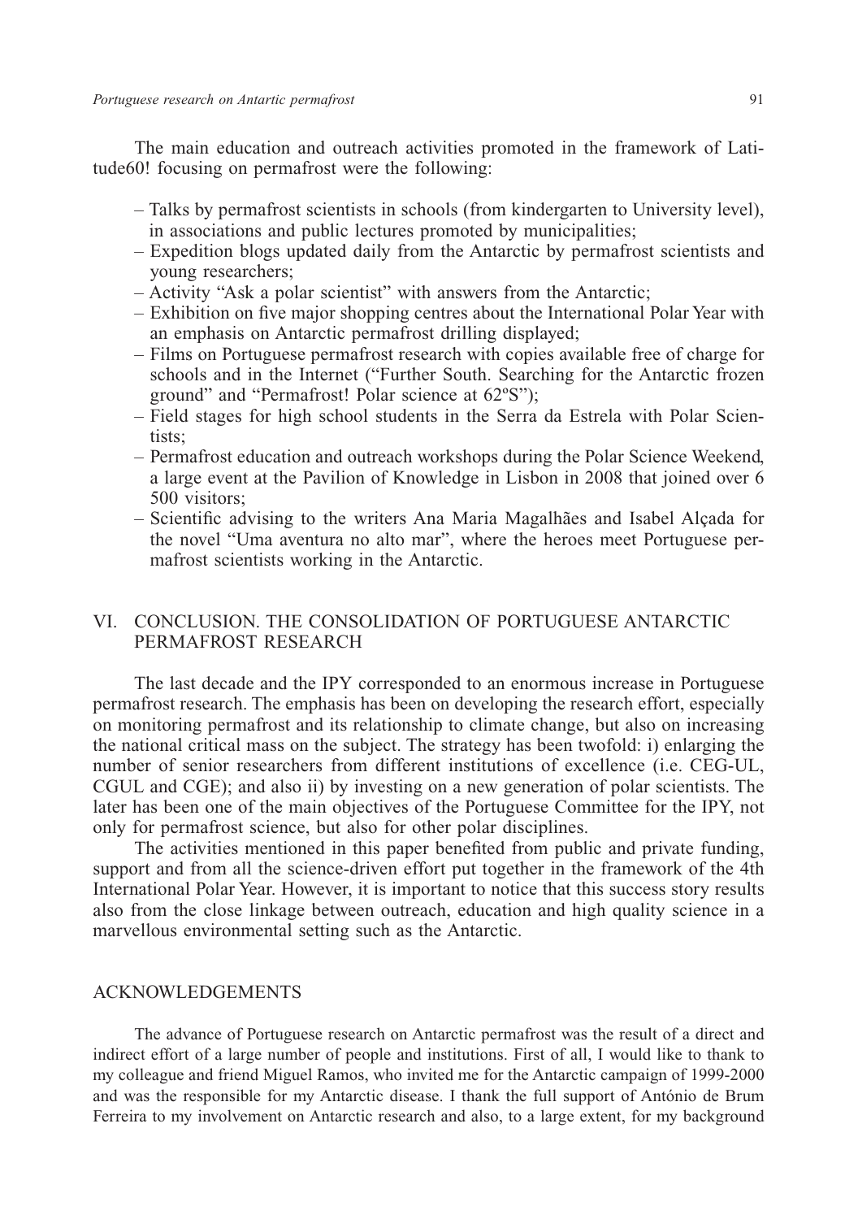The main education and outreach activities promoted in the framework of Latitude60! focusing on permafrost were the following:

- Talks by permafrost scientists in schools (from kindergarten to University level), in associations and public lectures promoted by municipalities;
- Expedition blogs updated daily from the Antarctic by permafrost scientists and young researchers;
- Activity "Ask a polar scientist" with answers from the Antarctic;
- Exhibition on five major shopping centres about the International Polar Year with an emphasis on Antarctic permafrost drilling displayed;
- Films on Portuguese permafrost research with copies available free of charge for schools and in the Internet ("Further South. Searching for the Antarctic frozen ground" and "Permafrost! Polar science at 62ºS");
- Field stages for high school students in the Serra da Estrela with Polar Scientists;
- Permafrost education and outreach workshops during the Polar Science Weekend, a large event at the Pavilion of Knowledge in Lisbon in 2008 that joined over 6 500 visitors;
- Scientific advising to the writers Ana Maria Magalhães and Isabel Alçada for the novel "Uma aventura no alto mar", where the heroes meet Portuguese permafrost scientists working in the Antarctic.

## VI. CONCLUSION. THE CONSOLIDATION OF PORTUGUESE ANTARCTIC PERMAFROST RESEARCH

The last decade and the IPY corresponded to an enormous increase in Portuguese permafrost research. The emphasis has been on developing the research effort, especially on monitoring permafrost and its relationship to climate change, but also on increasing the national critical mass on the subject. The strategy has been twofold: i) enlarging the number of senior researchers from different institutions of excellence (i.e. CEG-UL, CGUL and CGE); and also ii) by investing on a new generation of polar scientists. The later has been one of the main objectives of the Portuguese Committee for the IPY, not only for permafrost science, but also for other polar disciplines.

The activities mentioned in this paper benefited from public and private funding, support and from all the science-driven effort put together in the framework of the 4th International Polar Year. However, it is important to notice that this success story results also from the close linkage between outreach, education and high quality science in a marvellous environmental setting such as the Antarctic.

## ACKNOWLEDGEMENTS

The advance of Portuguese research on Antarctic permafrost was the result of a direct and indirect effort of a large number of people and institutions. First of all, I would like to thank to my colleague and friend Miguel Ramos, who invited me for the Antarctic campaign of 1999-2000 and was the responsible for my Antarctic disease. I thank the full support of António de Brum Ferreira to my involvement on Antarctic research and also, to a large extent, for my background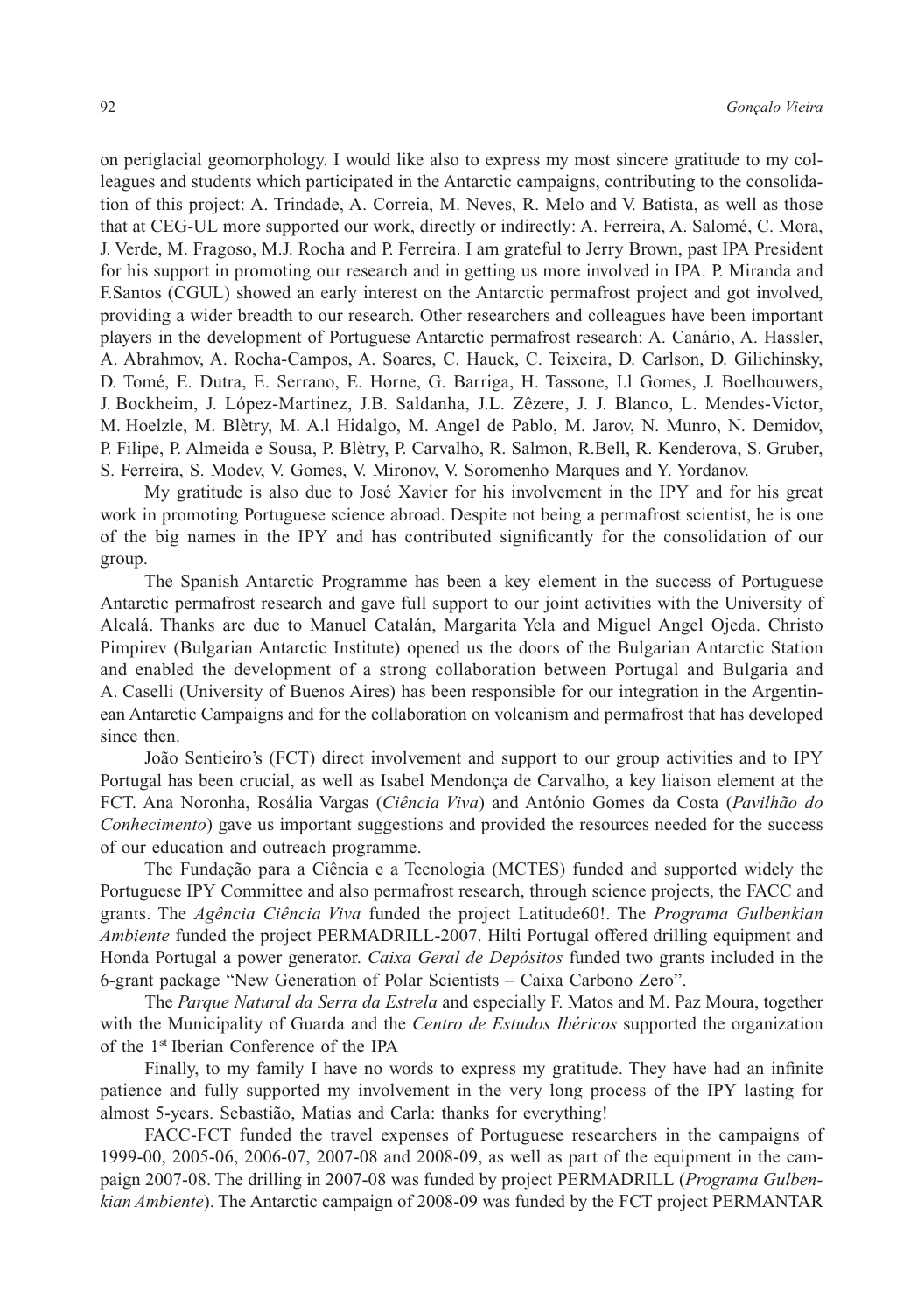on periglacial geomorphology. I would like also to express my most sincere gratitude to my colleagues and students which participated in the Antarctic campaigns, contributing to the consolidation of this project: A. Trindade, A. Correia, M. Neves, R. Melo and V. Batista, as well as those that at CEG-UL more supported our work, directly or indirectly: A. Ferreira, A. Salomé, C. Mora, J. Verde, M. Fragoso, M.J. Rocha and P. Ferreira. I am grateful to Jerry Brown, past IPA President for his support in promoting our research and in getting us more involved in IPA. P. Miranda and F.Santos (CGUL) showed an early interest on the Antarctic permafrost project and got involved, providing a wider breadth to our research. Other researchers and colleagues have been important players in the development of Portuguese Antarctic permafrost research: A. Canário, A. Hassler, A. Abrahmov, A. Rocha-Campos, A. Soares, C. Hauck, C. Teixeira, D. Carlson, D. Gilichinsky, D. Tomé, E. Dutra, E. Serrano, E. Horne, G. Barriga, H. Tassone, I.l Gomes, J. Boelhouwers, J. Bockheim, J. López-Martinez, J.B. Saldanha, J.L. Zêzere, J. J. Blanco, L. Mendes-Victor, M. Hoelzle, M. Blètry, M. A.l Hidalgo, M. Angel de Pablo, M. Jarov, N. Munro, N. Demidov, P. Filipe, P. Almeida e Sousa, P. Blètry, P. Carvalho, R. Salmon, R.Bell, R. Kenderova, S. Gruber, S. Ferreira, S. Modev, V. Gomes, V. Mironov, V. Soromenho Marques and Y. Yordanov.

My gratitude is also due to José Xavier for his involvement in the IPY and for his great work in promoting Portuguese science abroad. Despite not being a permafrost scientist, he is one of the big names in the IPY and has contributed significantly for the consolidation of our group.

The Spanish Antarctic Programme has been a key element in the success of Portuguese Antarctic permafrost research and gave full support to our joint activities with the University of Alcalá. Thanks are due to Manuel Catalán, Margarita Yela and Miguel Angel Ojeda. Christo Pimpirev (Bulgarian Antarctic Institute) opened us the doors of the Bulgarian Antarctic Station and enabled the development of a strong collaboration between Portugal and Bulgaria and A. Caselli (University of Buenos Aires) has been responsible for our integration in the Argentinean Antarctic Campaigns and for the collaboration on volcanism and permafrost that has developed since then.

João Sentieiro's (FCT) direct involvement and support to our group activities and to IPY Portugal has been crucial, as well as Isabel Mendonça de Carvalho, a key liaison element at the FCT. Ana Noronha, Rosália Vargas (*Ciência Viva*) and António Gomes da Costa (*Pavilhão do Conhecimento*) gave us important suggestions and provided the resources needed for the success of our education and outreach programme.

The Fundação para a Ciência e a Tecnologia (MCTES) funded and supported widely the Portuguese IPY Committee and also permafrost research, through science projects, the FACC and grants. The *Agência Ciência Viva* funded the project Latitude60!. The *Programa Gulbenkian Ambiente* funded the project PERMADRILL-2007. Hilti Portugal offered drilling equipment and Honda Portugal a power generator. *Caixa Geral de Depósitos* funded two grants included in the 6-grant package "New Generation of Polar Scientists – Caixa Carbono Zero".

The *Parque Natural da Serra da Estrela* and especially F. Matos and M. Paz Moura, together with the Municipality of Guarda and the *Centro de Estudos Ibéricos* supported the organization of the 1st Iberian Conference of the IPA

Finally, to my family I have no words to express my gratitude. They have had an infinite patience and fully supported my involvement in the very long process of the IPY lasting for almost 5-years. Sebastião, Matias and Carla: thanks for everything!

FACC-FCT funded the travel expenses of Portuguese researchers in the campaigns of 1999-00, 2005-06, 2006-07, 2007-08 and 2008-09, as well as part of the equipment in the campaign 2007-08. The drilling in 2007-08 was funded by project PERMADRILL (*Programa Gulbenkian Ambiente*). The Antarctic campaign of 2008-09 was funded by the FCT project PERMANTAR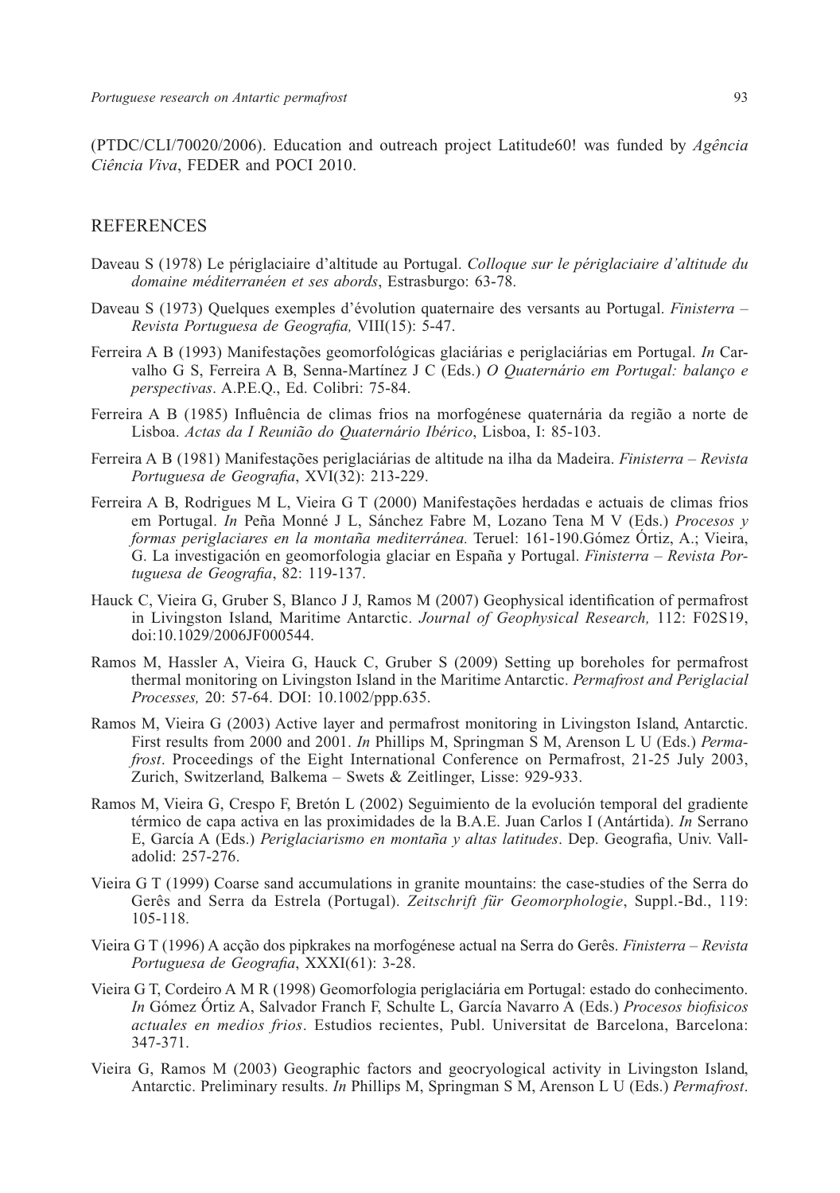(PTDC/CLI/70020/2006). Education and outreach project Latitude60! was funded by *Agência Ciência Viva*, FEDER and POCI 2010.

## REFERENCES

Daveau S (1978) Le périglaciaire d'altitude au Portugal. *Colloque sur le périglaciaire d'altitude du domaine méditerranéen et ses abords*, Estrasburgo: 63-78.

Daveau S (1973) Quelques exemples d'évolution quaternaire des versants au Portugal. *Finisterra – Revista Portuguesa de Geografia,* VIII(15): 5-47.

Ferreira A B (1993) Manifestações geomorfológicas glaciárias e periglaciárias em Portugal. *In* Carvalho G S, Ferreira A B, Senna-Martínez J C (Eds.) *O Quaternário em Portugal: balanço e perspectivas*. A.P.E.Q., Ed. Colibri: 75-84.

Ferreira A B (1985) Influência de climas frios na morfogénese quaternária da região a norte de Lisboa. *Actas da I Reunião do Quaternário Ibérico*, Lisboa, I: 85-103.

Ferreira A B (1981) Manifestações periglaciárias de altitude na ilha da Madeira. *Finisterra – Revista Portuguesa de Geografia*, XVI(32): 213-229.

Ferreira A B, Rodrigues M L, Vieira G T (2000) Manifestações herdadas e actuais de climas frios em Portugal. *In* Peña Monné J L, Sánchez Fabre M, Lozano Tena M V (Eds.) *Procesos y formas periglaciares en la montaña mediterránea.* Teruel: 161-190.Gómez Órtiz, A.; Vieira, G. La investigación en geomorfologia glaciar en España y Portugal. *Finisterra – Revista Portuguesa de Geografia*, 82: 119-137.

Hauck C, Vieira G, Gruber S, Blanco J J, Ramos M (2007) Geophysical identification of permafrost in Livingston Island, Maritime Antarctic. *Journal of Geophysical Research,* 112: F02S19, doi:10.1029/2006JF000544.

Ramos M, Hassler A, Vieira G, Hauck C, Gruber S (2009) Setting up boreholes for permafrost thermal monitoring on Livingston Island in the Maritime Antarctic. *Permafrost and Periglacial Processes,* 20: 57-64. DOI: 10.1002/ppp.635.

Ramos M, Vieira G (2003) Active layer and permafrost monitoring in Livingston Island, Antarctic. First results from 2000 and 2001. *In* Phillips M, Springman S M, Arenson L U (Eds.) *Permafrost*. Proceedings of the Eight International Conference on Permafrost, 21-25 July 2003, Zurich, Switzerland, Balkema – Swets & Zeitlinger, Lisse: 929-933.

Ramos M, Vieira G, Crespo F, Bretón L (2002) Seguimiento de la evolución temporal del gradiente térmico de capa activa en las proximidades de la B.A.E. Juan Carlos I (Antártida). *In* Serrano E, García A (Eds.) *Periglaciarismo en montaña y altas latitudes*. Dep. Geografia, Univ. Valladolid: 257-276.

Vieira G T (1999) Coarse sand accumulations in granite mountains: the case-studies of the Serra do Gerês and Serra da Estrela (Portugal). *Zeitschrift für Geomorphologie*, Suppl.-Bd., 119: 105-118.

Vieira G T (1996) A acção dos pipkrakes na morfogénese actual na Serra do Gerês. *Finisterra – Revista Portuguesa de Geografia*, XXXI(61): 3-28.

Vieira G T, Cordeiro A M R (1998) Geomorfologia periglaciária em Portugal: estado do conhecimento. *In* Gómez Órtiz A, Salvador Franch F, Schulte L, García Navarro A (Eds.) *Procesos biofisicos actuales en medios frios*. Estudios recientes, Publ. Universitat de Barcelona, Barcelona: 347-371.

Vieira G, Ramos M (2003) Geographic factors and geocryological activity in Livingston Island, Antarctic. Preliminary results. *In* Phillips M, Springman S M, Arenson L U (Eds.) *Permafrost*.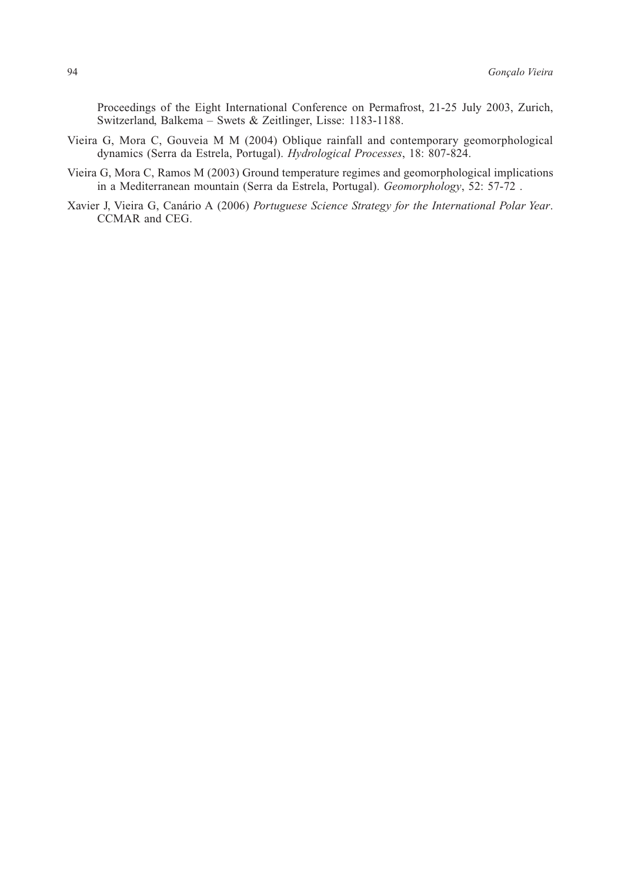Proceedings of the Eight International Conference on Permafrost, 21-25 July 2003, Zurich, Switzerland, Balkema – Swets & Zeitlinger, Lisse: 1183-1188.

Vieira G, Mora C, Gouveia M M (2004) Oblique rainfall and contemporary geomorphological dynamics (Serra da Estrela, Portugal). *Hydrological Processes*, 18: 807-824.

Vieira G, Mora C, Ramos M (2003) Ground temperature regimes and geomorphological implications in a Mediterranean mountain (Serra da Estrela, Portugal). *Geomorphology*, 52: 57-72 .

Xavier J, Vieira G, Canário A (2006) *Portuguese Science Strategy for the International Polar Year*. CCMAR and CEG.